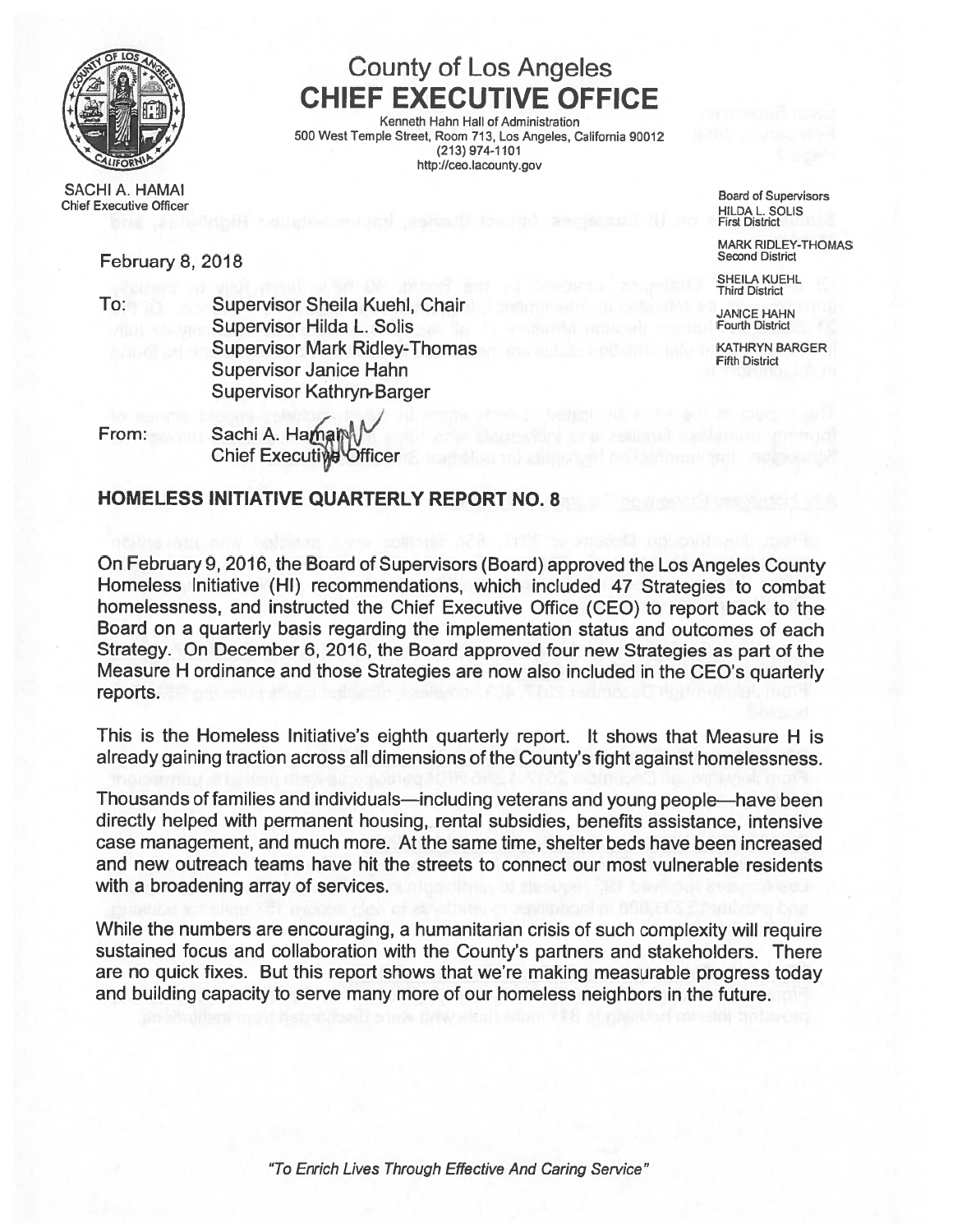# County of Los Angeles
## CHIEF EXECUTIVE OFFICE

Kenneth Hahn Hall of Administration
500 West Temple Street, Room 713, Los Angeles, California 90012
(213) 974-1101
http://ceo.lacounty.gov

SACHI A. HAMAI
Chief Executive Officer

Board of Supervisors
HILDA L. SOLIS
First District

MARK RIDLEY-THOMAS
Second District

SHEILA KUEHL
Third District

JANICE HAHN
Fourth District

KATHRYN BARGER
Fifth District

February 8, 2018

To: Supervisor Sheila Kuehl, Chair
Supervisor Hilda L. Solis
Supervisor Mark Ridley-Thomas
Supervisor Janice Hahn
Supervisor Kathryn Barger

From: Sachi A. Hamai
Chief Executive Officer

### HOMELESS INITIATIVE QUARTERLY REPORT NO. 8

On February 9, 2016, the Board of Supervisors (Board) approved the Los Angeles County Homeless Initiative (HI) recommendations, which included 47 Strategies to combat homelessness, and instructed the Chief Executive Office (CEO) to report back to the Board on a quarterly basis regarding the implementation status and outcomes of each Strategy. On December 6, 2016, the Board approved four new Strategies as part of the Measure H ordinance and those Strategies are now also included in the CEO's quarterly reports.

This is the Homeless Initiative's eighth quarterly report. It shows that Measure H is already gaining traction across all dimensions of the County's fight against homelessness.

Thousands of families and individuals—including veterans and young people—have been directly helped with permanent housing, rental subsidies, benefits assistance, intensive case management, and much more. At the same time, shelter beds have been increased and new outreach teams have hit the streets to connect our most vulnerable residents with a broadening array of services.

While the numbers are encouraging, a humanitarian crisis of such complexity will require sustained focus and collaboration with the County's partners and stakeholders. There are no quick fixes. But this report shows that we're making measurable progress today and building capacity to serve many more of our homeless neighbors in the future.

*"To Enrich Lives Through Effective And Caring Service"*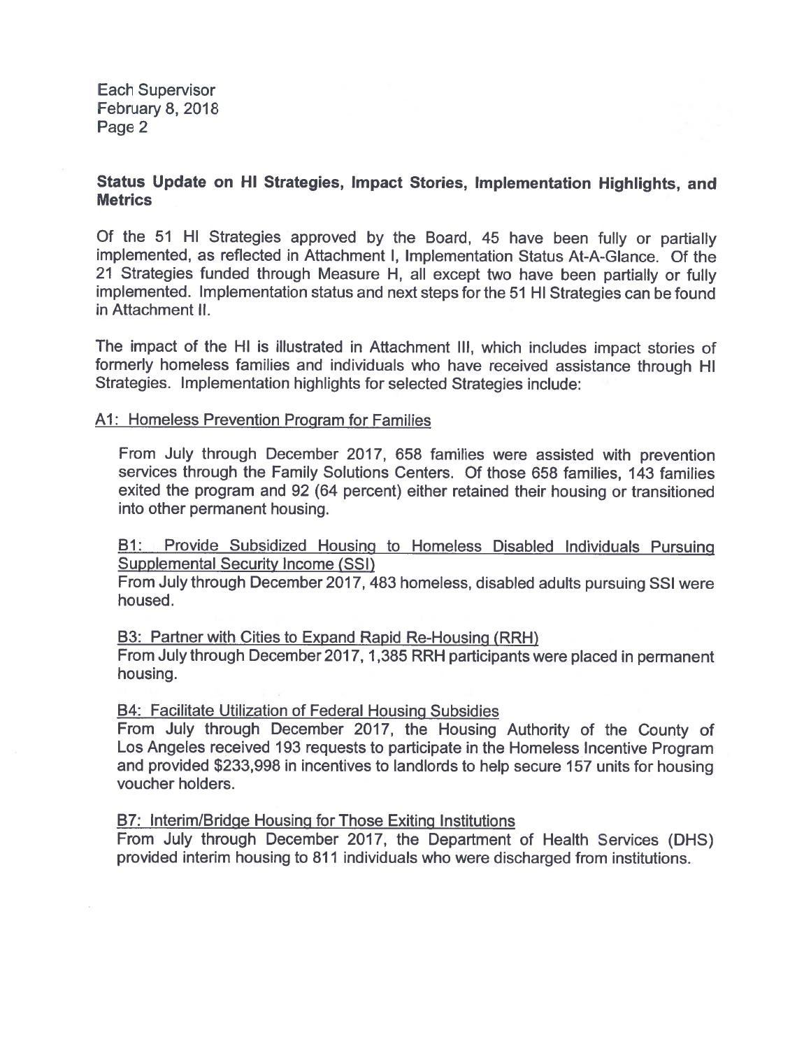Each Supervisor
February 8, 2018

## Status Update on HI Strategies, Impact Stories, Implementation Highlights, and Metrics

Of the 51 HI Strategies approved by the Board, 45 have been fully or partially implemented, as reflected in Attachment I, Implementation Status At-A-Glance. Of the 21 Strategies funded through Measure H, all except two have been partially or fully implemented. Implementation status and next steps for the 51 HI Strategies can be found in Attachment II.

The impact of the HI is illustrated in Attachment III, which includes impact stories of formerly homeless families and individuals who have received assistance through HI Strategies. Implementation highlights for selected Strategies include:

### A1: Homeless Prevention Program for Families

From July through December 2017, 658 families were assisted with prevention services through the Family Solutions Centers. Of those 658 families, 143 families exited the program and 92 (64 percent) either retained their housing or transitioned into other permanent housing.

### B1: Provide Subsidized Housing to Homeless Disabled Individuals Pursuing Supplemental Security Income (SSI)

From July through December 2017, 483 homeless, disabled adults pursuing SSI were housed.

### B3: Partner with Cities to Expand Rapid Re-Housing (RRH)

From July through December 2017, 1,385 RRH participants were placed in permanent housing.

### B4: Facilitate Utilization of Federal Housing Subsidies

From July through December 2017, the Housing Authority of the County of Los Angeles received 193 requests to participate in the Homeless Incentive Program and provided $233,998 in incentives to landlords to help secure 157 units for housing voucher holders.

### B7: Interim/Bridge Housing for Those Exiting Institutions

From July through December 2017, the Department of Health Services (DHS) provided interim housing to 811 individuals who were discharged from institutions.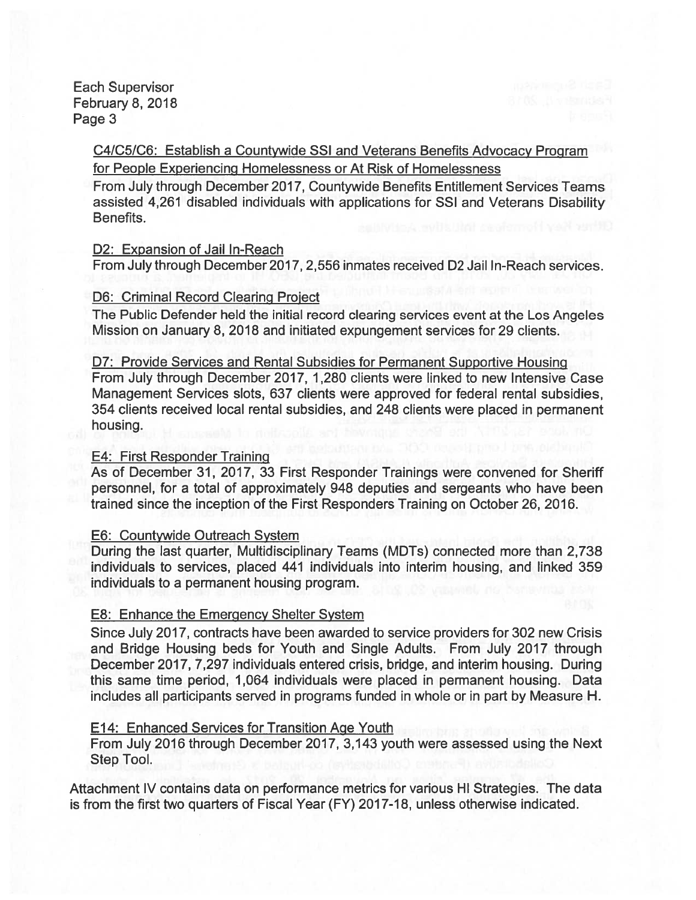Each Supervisor
February 8, 2018

C4/C5/C6: Establish a Countywide SSI and Veterans Benefits Advocacy Program for People Experiencing Homelessness or At Risk of Homelessness

From July through December 2017, Countywide Benefits Entitlement Services Teams assisted 4,261 disabled individuals with applications for SSI and Veterans Disability Benefits.

D2: Expansion of Jail In-Reach

From July through December 2017, 2,556 inmates received D2 Jail In-Reach services.

D6: Criminal Record Clearing Project

The Public Defender held the initial record clearing services event at the Los Angeles Mission on January 8, 2018 and initiated expungement services for 29 clients.

D7: Provide Services and Rental Subsidies for Permanent Supportive Housing

From July through December 2017, 1,280 clients were linked to new Intensive Case Management Services slots, 637 clients were approved for federal rental subsidies, 354 clients received local rental subsidies, and 248 clients were placed in permanent housing.

E4: First Responder Training

As of December 31, 2017, 33 First Responder Trainings were convened for Sheriff personnel, for a total of approximately 948 deputies and sergeants who have been trained since the inception of the First Responders Training on October 26, 2016.

E6: Countywide Outreach System

During the last quarter, Multidisciplinary Teams (MDTs) connected more than 2,738 individuals to services, placed 441 individuals into interim housing, and linked 359 individuals to a permanent housing program.

E8: Enhance the Emergency Shelter System

Since July 2017, contracts have been awarded to service providers for 302 new Crisis and Bridge Housing beds for Youth and Single Adults. From July 2017 through December 2017, 7,297 individuals entered crisis, bridge, and interim housing. During this same time period, 1,064 individuals were placed in permanent housing. Data includes all participants served in programs funded in whole or in part by Measure H.

E14: Enhanced Services for Transition Age Youth

From July 2016 through December 2017, 3,143 youth were assessed using the Next Step Tool.

Attachment IV contains data on performance metrics for various HI Strategies. The data is from the first two quarters of Fiscal Year (FY) 2017-18, unless otherwise indicated.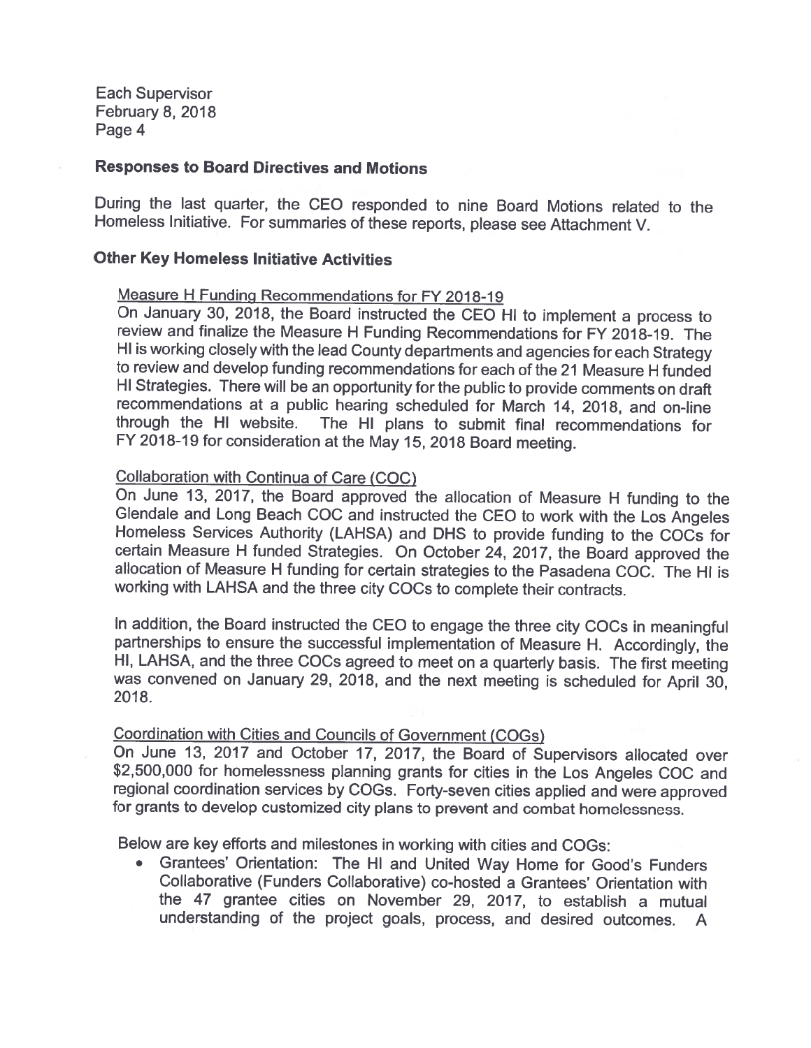## Responses to Board Directives and Motions

During the last quarter, the CEO responded to nine Board Motions related to the Homeless Initiative. For summaries of these reports, please see Attachment V.

## Other Key Homeless Initiative Activities

### Measure H Funding Recommendations for FY 2018-19

On January 30, 2018, the Board instructed the CEO HI to implement a process to review and finalize the Measure H Funding Recommendations for FY 2018-19. The HI is working closely with the lead County departments and agencies for each Strategy to review and develop funding recommendations for each of the 21 Measure H funded HI Strategies. There will be an opportunity for the public to provide comments on draft recommendations at a public hearing scheduled for March 14, 2018, and on-line through the HI website. The HI plans to submit final recommendations for FY 2018-19 for consideration at the May 15, 2018 Board meeting.

### Collaboration with Continua of Care (COC)

On June 13, 2017, the Board approved the allocation of Measure H funding to the Glendale and Long Beach COC and instructed the CEO to work with the Los Angeles Homeless Services Authority (LAHSA) and DHS to provide funding to the COCs for certain Measure H funded Strategies. On October 24, 2017, the Board approved the allocation of Measure H funding for certain strategies to the Pasadena COC. The HI is working with LAHSA and the three city COCs to complete their contracts.

In addition, the Board instructed the CEO to engage the three city COCs in meaningful partnerships to ensure the successful implementation of Measure H. Accordingly, the HI, LAHSA, and the three COCs agreed to meet on a quarterly basis. The first meeting was convened on January 29, 2018, and the next meeting is scheduled for April 30, 2018.

### Coordination with Cities and Councils of Government (COGs)

On June 13, 2017 and October 17, 2017, the Board of Supervisors allocated over $2,500,000 for homelessness planning grants for cities in the Los Angeles COC and regional coordination services by COGs. Forty-seven cities applied and were approved for grants to develop customized city plans to prevent and combat homelessness.

Below are key efforts and milestones in working with cities and COGs:

- Grantees' Orientation: The HI and United Way Home for Good's Funders Collaborative (Funders Collaborative) co-hosted a Grantees' Orientation with the 47 grantee cities on November 29, 2017, to establish a mutual understanding of the project goals, process, and desired outcomes. A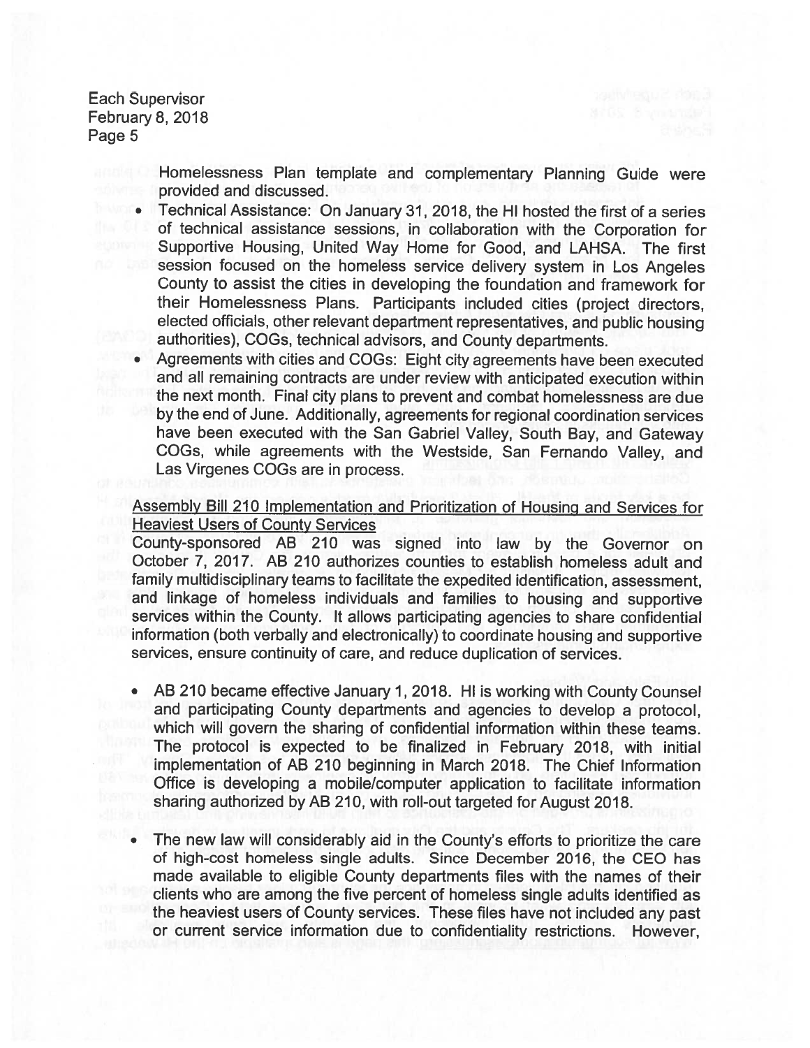Homelessness Plan template and complementary Planning Guide were provided and discussed.

- Technical Assistance: On January 31, 2018, the HI hosted the first of a series of technical assistance sessions, in collaboration with the Corporation for Supportive Housing, United Way Home for Good, and LAHSA. The first session focused on the homeless service delivery system in Los Angeles County to assist the cities in developing the foundation and framework for their Homelessness Plans. Participants included cities (project directors, elected officials, other relevant department representatives, and public housing authorities), COGs, technical advisors, and County departments.
- Agreements with cities and COGs: Eight city agreements have been executed and all remaining contracts are under review with anticipated execution within the next month. Final city plans to prevent and combat homelessness are due by the end of June. Additionally, agreements for regional coordination services have been executed with the San Gabriel Valley, South Bay, and Gateway COGs, while agreements with the Westside, San Fernando Valley, and Las Virgenes COGs are in process.

<u>Assembly Bill 210 Implementation and Prioritization of Housing and Services for Heaviest Users of County Services</u>

County-sponsored AB 210 was signed into law by the Governor on October 7, 2017. AB 210 authorizes counties to establish homeless adult and family multidisciplinary teams to facilitate the expedited identification, assessment, and linkage of homeless individuals and families to housing and supportive services within the County. It allows participating agencies to share confidential information (both verbally and electronically) to coordinate housing and supportive services, ensure continuity of care, and reduce duplication of services.

- AB 210 became effective January 1, 2018. HI is working with County Counsel and participating County departments and agencies to develop a protocol, which will govern the sharing of confidential information within these teams. The protocol is expected to be finalized in February 2018, with initial implementation of AB 210 beginning in March 2018. The Chief Information Office is developing a mobile/computer application to facilitate information sharing authorized by AB 210, with roll-out targeted for August 2018.

- The new law will considerably aid in the County's efforts to prioritize the care of high-cost homeless single adults. Since December 2016, the CEO has made available to eligible County departments files with the names of their clients who are among the five percent of homeless single adults identified as the heaviest users of County services. These files have not included any past or current service information due to confidentiality restrictions. However,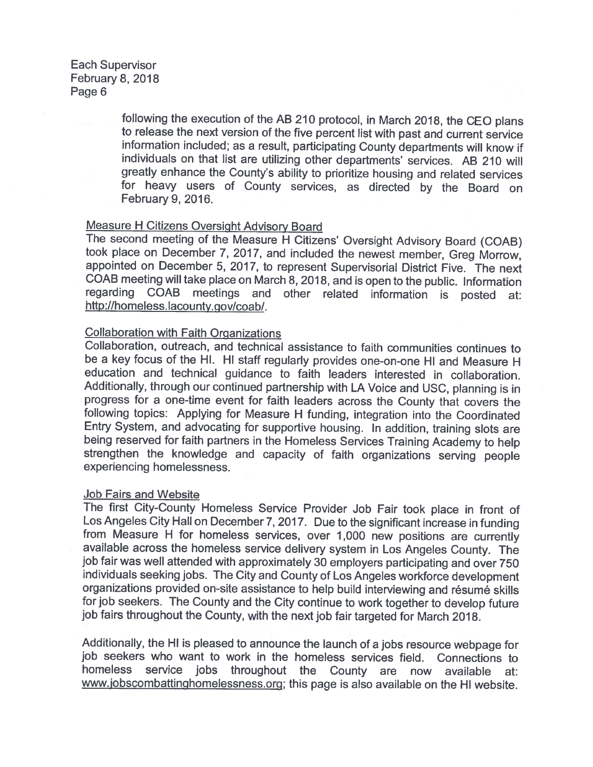following the execution of the AB 210 protocol, in March 2018, the CEO plans to release the next version of the five percent list with past and current service information included; as a result, participating County departments will know if individuals on that list are utilizing other departments' services. AB 210 will greatly enhance the County's ability to prioritize housing and related services for heavy users of County services, as directed by the Board on February 9, 2016.

<u>Measure H Citizens Oversight Advisory Board</u>

The second meeting of the Measure H Citizens' Oversight Advisory Board (COAB) took place on December 7, 2017, and included the newest member, Greg Morrow, appointed on December 5, 2017, to represent Supervisorial District Five. The next COAB meeting will take place on March 8, 2018, and is open to the public. Information regarding COAB meetings and other related information is posted at: http://homeless.lacounty.gov/coab/.

<u>Collaboration with Faith Organizations</u>

Collaboration, outreach, and technical assistance to faith communities continues to be a key focus of the HI. HI staff regularly provides one-on-one HI and Measure H education and technical guidance to faith leaders interested in collaboration. Additionally, through our continued partnership with LA Voice and USC, planning is in progress for a one-time event for faith leaders across the County that covers the following topics: Applying for Measure H funding, integration into the Coordinated Entry System, and advocating for supportive housing. In addition, training slots are being reserved for faith partners in the Homeless Services Training Academy to help strengthen the knowledge and capacity of faith organizations serving people experiencing homelessness.

<u>Job Fairs and Website</u>

The first City-County Homeless Service Provider Job Fair took place in front of Los Angeles City Hall on December 7, 2017. Due to the significant increase in funding from Measure H for homeless services, over 1,000 new positions are currently available across the homeless service delivery system in Los Angeles County. The job fair was well attended with approximately 30 employers participating and over 750 individuals seeking jobs. The City and County of Los Angeles workforce development organizations provided on-site assistance to help build interviewing and résumé skills for job seekers. The County and the City continue to work together to develop future job fairs throughout the County, with the next job fair targeted for March 2018.

Additionally, the HI is pleased to announce the launch of a jobs resource webpage for job seekers who want to work in the homeless services field. Connections to homeless service jobs throughout the County are now available at: www.jobscombattinghomelessness.org; this page is also available on the HI website.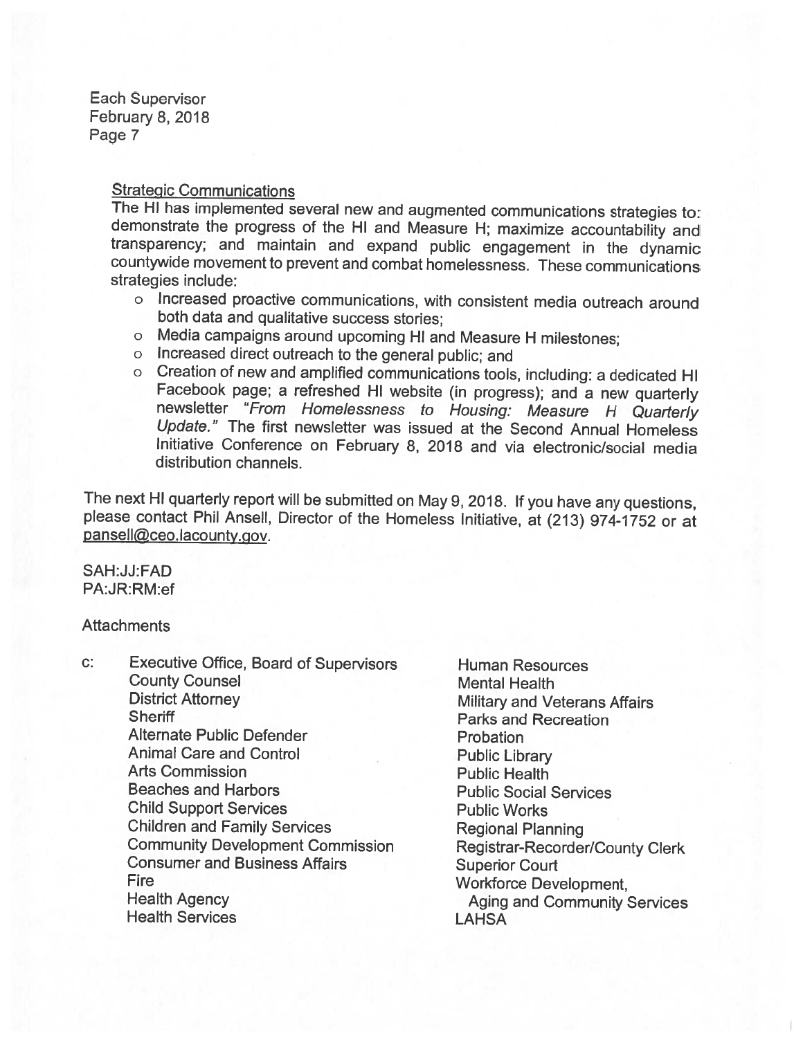Each Supervisor
February 8, 2018

Strategic Communications

The HI has implemented several new and augmented communications strategies to: demonstrate the progress of the HI and Measure H; maximize accountability and transparency; and maintain and expand public engagement in the dynamic countywide movement to prevent and combat homelessness. These communications strategies include:

- Increased proactive communications, with consistent media outreach around both data and qualitative success stories;
- Media campaigns around upcoming HI and Measure H milestones;
- Increased direct outreach to the general public; and
- Creation of new and amplified communications tools, including: a dedicated HI Facebook page; a refreshed HI website (in progress); and a new quarterly newsletter *"From Homelessness to Housing: Measure H Quarterly Update."* The first newsletter was issued at the Second Annual Homeless Initiative Conference on February 8, 2018 and via electronic/social media distribution channels.

The next HI quarterly report will be submitted on May 9, 2018. If you have any questions, please contact Phil Ansell, Director of the Homeless Initiative, at (213) 974-1752 or at pansell@ceo.lacounty.gov.

SAH:JJ:FAD
PA:JR:RM:ef

Attachments

c: Executive Office, Board of Supervisors
County Counsel
District Attorney
Sheriff
Alternate Public Defender
Animal Care and Control
Arts Commission
Beaches and Harbors
Child Support Services
Children and Family Services
Community Development Commission
Consumer and Business Affairs
Fire
Health Agency
Health Services
Human Resources
Mental Health
Military and Veterans Affairs
Parks and Recreation
Probation
Public Library
Public Health
Public Social Services
Public Works
Regional Planning
Registrar-Recorder/County Clerk
Superior Court
Workforce Development, Aging and Community Services
LAHSA